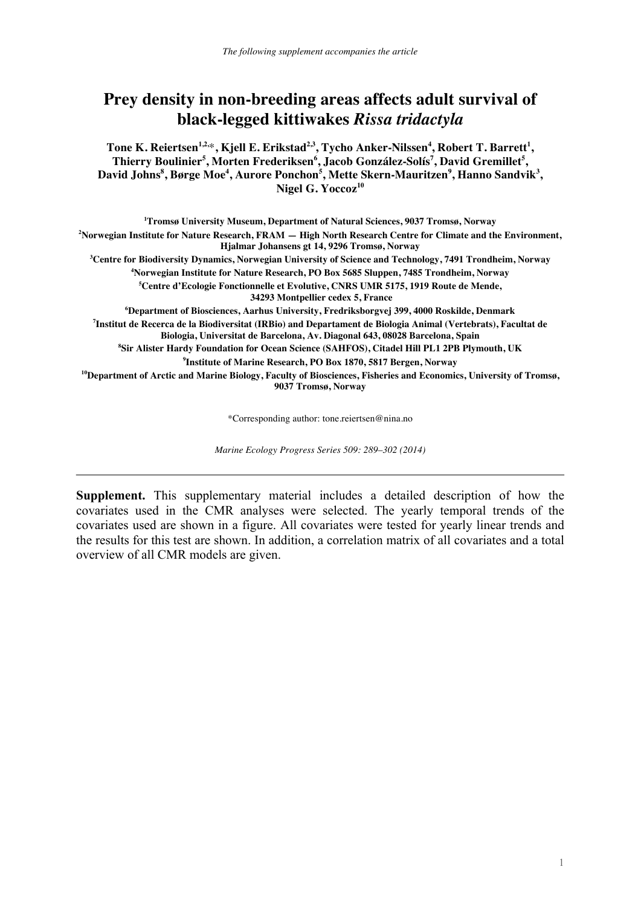*The following supplement accompanies the article*

# Prey density in non-breeding areas affects adult survival of black-legged kittiwakes *Rissa tridactyla*

**Tone K. Reiertsen[1,2,*], Kjell E. Erikstad[2,3], Tycho Anker-Nilssen[4], Robert T. Barrett[1], Thierry Boulinier[5], Morten Frederiksen[6], Jacob González-Solís[7], David Gremillet[5], David Johns[8], Børge Moe[4], Aurore Ponchon[5], Mette Skern-Mauritzen[9], Hanno Sandvik[3], Nigel G. Yoccoz[10]**

**[1]Tromsø University Museum, Department of Natural Sciences, 9037 Tromsø, Norway**
**[2]Norwegian Institute for Nature Research, FRAM — High North Research Centre for Climate and the Environment, Hjalmar Johansens gt 14, 9296 Tromsø, Norway**
**[3]Centre for Biodiversity Dynamics, Norwegian University of Science and Technology, 7491 Trondheim, Norway**
**[4]Norwegian Institute for Nature Research, PO Box 5685 Sluppen, 7485 Trondheim, Norway**
**[5]Centre d'Ecologie Fonctionnelle et Evolutive, CNRS UMR 5175, 1919 Route de Mende, 34293 Montpellier cedex 5, France**
**[6]Department of Biosciences, Aarhus University, Fredriksborgvej 399, 4000 Roskilde, Denmark**
**[7]Institut de Recerca de la Biodiversitat (IRBio) and Departament de Biologia Animal (Vertebrats), Facultat de Biologia, Universitat de Barcelona, Av. Diagonal 643, 08028 Barcelona, Spain**
**[8]Sir Alister Hardy Foundation for Ocean Science (SAHFOS), Citadel Hill PL1 2PB Plymouth, UK**
**[9]Institute of Marine Research, PO Box 1870, 5817 Bergen, Norway**
**[10]Department of Arctic and Marine Biology, Faculty of Biosciences, Fisheries and Economics, University of Tromsø, 9037 Tromsø, Norway**

*Corresponding author: tone.reiertsen@nina.no

*Marine Ecology Progress Series 509: 289–302 (2014)*

---

**Supplement.** This supplementary material includes a detailed description of how the covariates used in the CMR analyses were selected. The yearly temporal trends of the covariates used are shown in a figure. All covariates were tested for yearly linear trends and the results for this test are shown. In addition, a correlation matrix of all covariates and a total overview of all CMR models are given.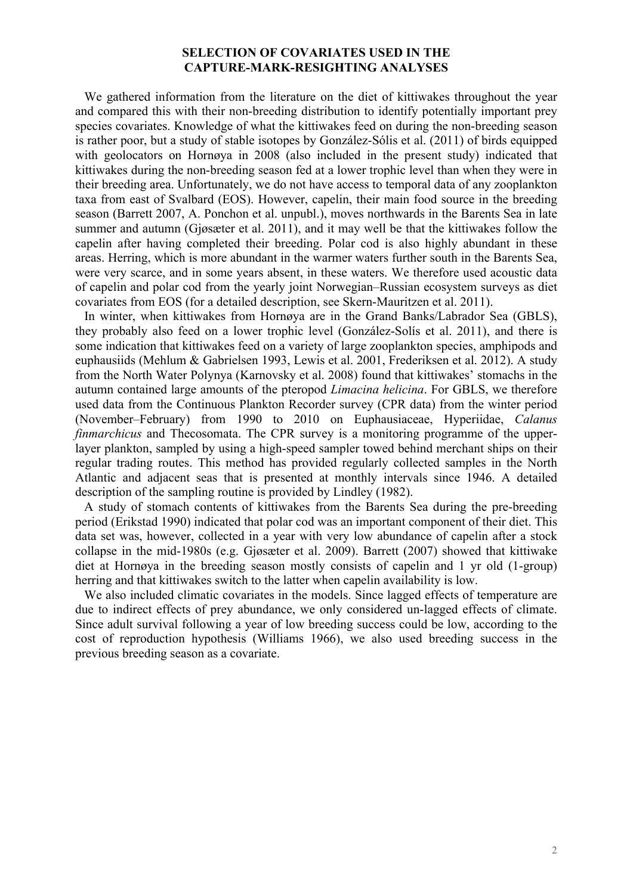## SELECTION OF COVARIATES USED IN THE CAPTURE-MARK-RESIGHTING ANALYSES

We gathered information from the literature on the diet of kittiwakes throughout the year and compared this with their non-breeding distribution to identify potentially important prey species covariates. Knowledge of what the kittiwakes feed on during the non-breeding season is rather poor, but a study of stable isotopes by González-Sólis et al. (2011) of birds equipped with geolocators on Hornøya in 2008 (also included in the present study) indicated that kittiwakes during the non-breeding season fed at a lower trophic level than when they were in their breeding area. Unfortunately, we do not have access to temporal data of any zooplankton taxa from east of Svalbard (EOS). However, capelin, their main food source in the breeding season (Barrett 2007, A. Ponchon et al. unpubl.), moves northwards in the Barents Sea in late summer and autumn (Gjøsæter et al. 2011), and it may well be that the kittiwakes follow the capelin after having completed their breeding. Polar cod is also highly abundant in these areas. Herring, which is more abundant in the warmer waters further south in the Barents Sea, were very scarce, and in some years absent, in these waters. We therefore used acoustic data of capelin and polar cod from the yearly joint Norwegian–Russian ecosystem surveys as diet covariates from EOS (for a detailed description, see Skern-Mauritzen et al. 2011).

In winter, when kittiwakes from Hornøya are in the Grand Banks/Labrador Sea (GBLS), they probably also feed on a lower trophic level (González-Solís et al. 2011), and there is some indication that kittiwakes feed on a variety of large zooplankton species, amphipods and euphausiids (Mehlum & Gabrielsen 1993, Lewis et al. 2001, Frederiksen et al. 2012). A study from the North Water Polynya (Karnovsky et al. 2008) found that kittiwakes' stomachs in the autumn contained large amounts of the pteropod *Limacina helicina*. For GBLS, we therefore used data from the Continuous Plankton Recorder survey (CPR data) from the winter period (November–February) from 1990 to 2010 on Euphausiaceae, Hyperiidae, *Calanus finmarchicus* and Thecosomata. The CPR survey is a monitoring programme of the upper-layer plankton, sampled by using a high-speed sampler towed behind merchant ships on their regular trading routes. This method has provided regularly collected samples in the North Atlantic and adjacent seas that is presented at monthly intervals since 1946. A detailed description of the sampling routine is provided by Lindley (1982).

A study of stomach contents of kittiwakes from the Barents Sea during the pre-breeding period (Erikstad 1990) indicated that polar cod was an important component of their diet. This data set was, however, collected in a year with very low abundance of capelin after a stock collapse in the mid-1980s (e.g. Gjøsæter et al. 2009). Barrett (2007) showed that kittiwake diet at Hornøya in the breeding season mostly consists of capelin and 1 yr old (1-group) herring and that kittiwakes switch to the latter when capelin availability is low.

We also included climatic covariates in the models. Since lagged effects of temperature are due to indirect effects of prey abundance, we only considered un-lagged effects of climate. Since adult survival following a year of low breeding success could be low, according to the cost of reproduction hypothesis (Williams 1966), we also used breeding success in the previous breeding season as a covariate.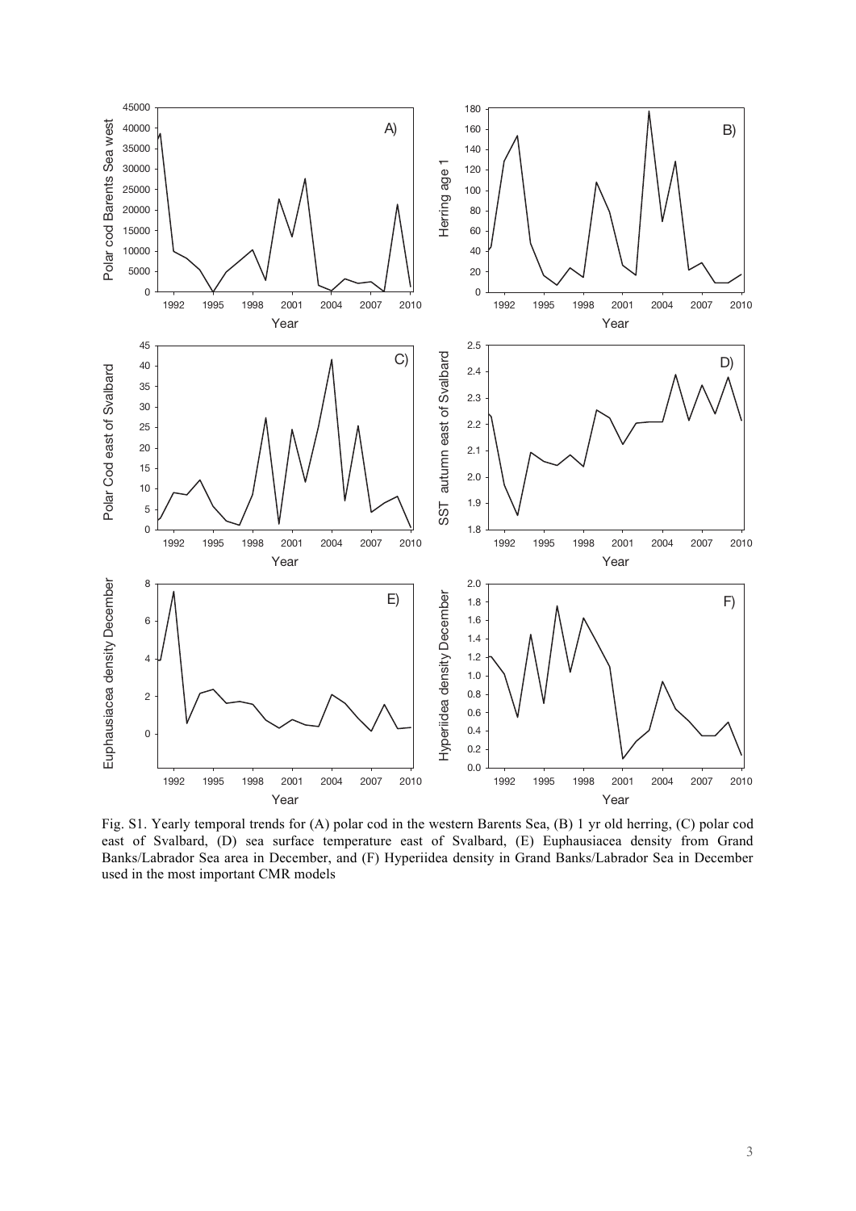Fig. S1. Yearly temporal trends for (A) polar cod in the western Barents Sea, (B) 1 yr old herring, (C) polar cod east of Svalbard, (D) sea surface temperature east of Svalbard, (E) Euphausiacea density from Grand Banks/Labrador Sea area in December, and (F) Hyperiidea density in Grand Banks/Labrador Sea in December used in the most important CMR models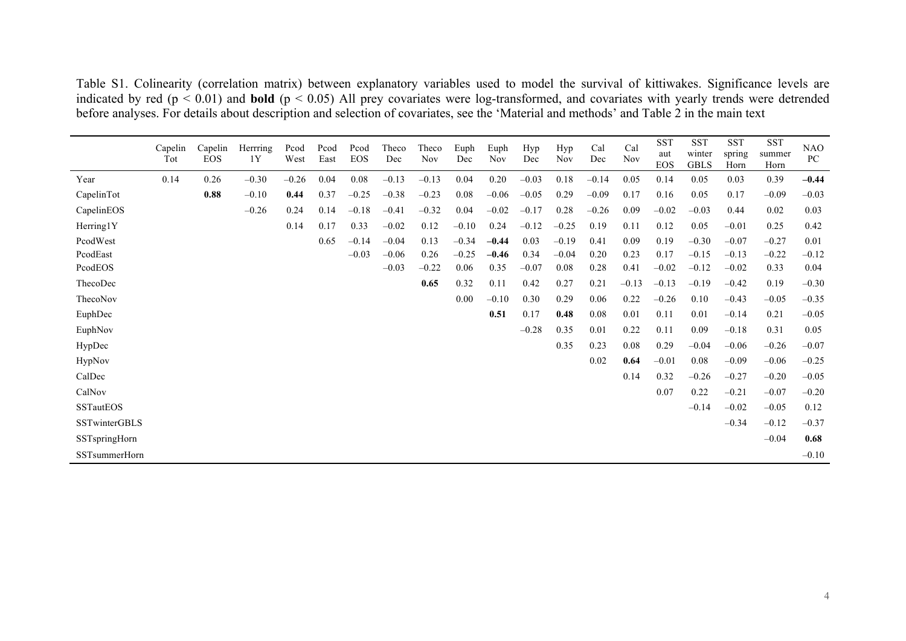Table S1. Colinearity (correlation matrix) between explanatory variables used to model the survival of kittiwakes. Significance levels are indicated by red ($p < 0.01$) and **bold** ($p < 0.05$) All prey covariates were log-transformed, and covariates with yearly trends were detrended before analyses. For details about description and selection of covariates, see the 'Material and methods' and Table 2 in the main text

| | Capelin Tot | Capelin EOS | Herrring 1Y | Pcod West | Pcod East | Pcod EOS | Theco Dec | Theco Nov | Euph Dec | Euph Nov | Hyp Dec | Hyp Nov | Cal Dec | Cal Nov | SST aut EOS | SST winter GBLS | SST spring Horn | SST summer Horn | NAO PC |
|---|---|---|---|---|---|---|---|---|---|---|---|---|---|---|---|---|---|---|---|
| Year | 0.14 | 0.26 | –0.30 | –0.26 | 0.04 | 0.08 | –0.13 | –0.13 | 0.04 | 0.20 | –0.03 | 0.18 | –0.14 | 0.05 | 0.14 | 0.05 | 0.03 | 0.39 | **–0.44** |
| CapelinTot | | **0.88** | –0.10 | **0.44** | 0.37 | –0.25 | –0.38 | –0.23 | 0.08 | –0.06 | –0.05 | 0.29 | –0.09 | 0.17 | 0.16 | 0.05 | 0.17 | –0.09 | –0.03 |
| CapelinEOS | | | –0.26 | 0.24 | 0.14 | –0.18 | –0.41 | –0.32 | 0.04 | –0.02 | –0.17 | 0.28 | –0.26 | 0.09 | –0.02 | –0.03 | 0.44 | 0.02 | 0.03 |
| Herring1Y | | | | 0.14 | 0.17 | 0.33 | –0.02 | 0.12 | –0.10 | 0.24 | –0.12 | –0.25 | 0.19 | 0.11 | 0.12 | 0.05 | –0.01 | 0.25 | 0.42 |
| PcodWest | | | | | 0.65 | –0.14 | –0.04 | 0.13 | –0.34 | **–0.44** | 0.03 | –0.19 | 0.41 | 0.09 | 0.19 | –0.30 | –0.07 | –0.27 | 0.01 |
| PcodEast | | | | | | –0.03 | –0.06 | 0.26 | –0.25 | **–0.46** | 0.34 | –0.04 | 0.20 | 0.23 | 0.17 | –0.15 | –0.13 | –0.22 | –0.12 |
| PcodEOS | | | | | | | –0.03 | –0.22 | 0.06 | 0.35 | –0.07 | 0.08 | 0.28 | 0.41 | –0.02 | –0.12 | –0.02 | 0.33 | 0.04 |
| ThecoDec | | | | | | | | **0.65** | 0.32 | 0.11 | 0.42 | 0.27 | 0.21 | –0.13 | –0.13 | –0.19 | –0.42 | 0.19 | –0.30 |
| ThecoNov | | | | | | | | | 0.00 | –0.10 | 0.30 | 0.29 | 0.06 | 0.22 | –0.26 | 0.10 | –0.43 | –0.05 | –0.35 |
| EuphDec | | | | | | | | | | **0.51** | 0.17 | **0.48** | 0.08 | 0.01 | 0.11 | 0.01 | –0.14 | 0.21 | –0.05 |
| EuphNov | | | | | | | | | | | –0.28 | 0.35 | 0.01 | 0.22 | 0.11 | 0.09 | –0.18 | 0.31 | 0.05 |
| HypDec | | | | | | | | | | | | 0.35 | 0.23 | 0.08 | 0.29 | –0.04 | –0.06 | –0.26 | –0.07 |
| HypNov | | | | | | | | | | | | | 0.02 | **0.64** | –0.01 | 0.08 | –0.09 | –0.06 | –0.25 |
| CalDec | | | | | | | | | | | | | | 0.14 | 0.32 | –0.26 | –0.27 | –0.20 | –0.05 |
| CalNov | | | | | | | | | | | | | | | 0.07 | 0.22 | –0.21 | –0.07 | –0.20 |
| SSTautEOS | | | | | | | | | | | | | | | | –0.14 | –0.02 | –0.05 | 0.12 |
| SSTwinterGBLS | | | | | | | | | | | | | | | | | –0.34 | –0.12 | –0.37 |
| SSTspringHorn | | | | | | | | | | | | | | | | | | –0.04 | **0.68** |
| SSTsummerHorn | | | | | | | | | | | | | | | | | | | –0.10 |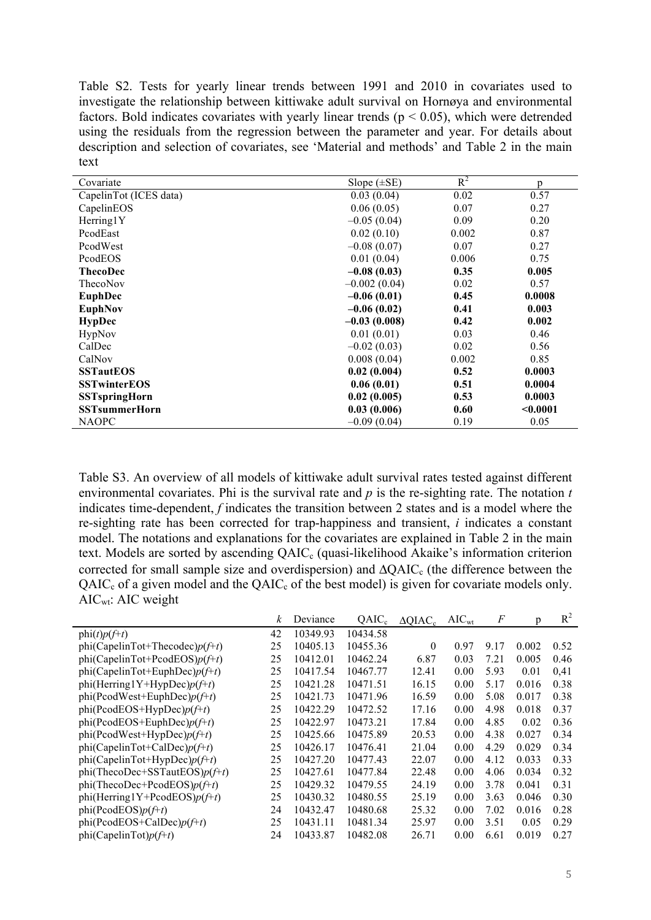Table S2. Tests for yearly linear trends between 1991 and 2010 in covariates used to investigate the relationship between kittiwake adult survival on Hornøya and environmental factors. Bold indicates covariates with yearly linear trends ($p < 0.05$), which were detrended using the residuals from the regression between the parameter and year. For details about description and selection of covariates, see 'Material and methods' and Table 2 in the main text

| Covariate | Slope (±SE) | $R^2$ | p |
|---|---|---|---|
| CapelinTot (ICES data) | 0.03 (0.04) | 0.02 | 0.57 |
| CapelinEOS | 0.06 (0.05) | 0.07 | 0.27 |
| Herring1Y | –0.05 (0.04) | 0.09 | 0.20 |
| PcodEast | 0.02 (0.10) | 0.002 | 0.87 |
| PcodWest | –0.08 (0.07) | 0.07 | 0.27 |
| PcodEOS | 0.01 (0.04) | 0.006 | 0.75 |
| **ThecoDec** | **–0.08 (0.03)** | **0.35** | **0.005** |
| ThecoNov | –0.002 (0.04) | 0.02 | 0.57 |
| **EuphDec** | **–0.06 (0.01)** | **0.45** | **0.0008** |
| **EuphNov** | **–0.06 (0.02)** | **0.41** | **0.003** |
| **HypDec** | **–0.03 (0.008)** | **0.42** | **0.002** |
| HypNov | 0.01 (0.01) | 0.03 | 0.46 |
| CalDec | –0.02 (0.03) | 0.02 | 0.56 |
| CalNov | 0.008 (0.04) | 0.002 | 0.85 |
| **SSTautEOS** | **0.02 (0.004)** | **0.52** | **0.0003** |
| **SSTwinterEOS** | **0.06 (0.01)** | **0.51** | **0.0004** |
| **SSTspringHorn** | **0.02 (0.005)** | **0.53** | **0.0003** |
| **SSTsummerHorn** | **0.03 (0.006)** | **0.60** | **<0.0001** |
| NAOPC | –0.09 (0.04) | 0.19 | 0.05 |

Table S3. An overview of all models of kittiwake adult survival rates tested against different environmental covariates. Phi is the survival rate and *p* is the re-sighting rate. The notation *t* indicates time-dependent, *f* indicates the transition between 2 states and is a model where the re-sighting rate has been corrected for trap-happiness and transient, *i* indicates a constant model. The notations and explanations for the covariates are explained in Table 2 in the main text. Models are sorted by ascending $QAIC_c$ (quasi-likelihood Akaike's information criterion corrected for small sample size and overdispersion) and $\Delta QAIC_c$ (the difference between the $QAIC_c$ of a given model and the $QAIC_c$ of the best model) is given for covariate models only. $AIC_{wt}$: AIC weight

| | *k* | Deviance | $QAIC_c$ | $\Delta QIAC_c$ | $AIC_{wt}$ | *F* | p | $R^2$ |
|---|---|---|---|---|---|---|---|---|
| phi(*t*)*p*(*f*+*t*) | 42 | 10349.93 | 10434.58 | | | | | |
| phi(CapelinTot+Thecodec)*p*(*f*+*t*) | 25 | 10405.13 | 10455.36 | 0 | 0.97 | 9.17 | 0.002 | 0.52 |
| phi(CapelinTot+PcodEOS)*p*(*f*+*t*) | 25 | 10412.01 | 10462.24 | 6.87 | 0.03 | 7.21 | 0.005 | 0.46 |
| phi(CapelinTot+EuphDec)*p*(*f*+*t*) | 25 | 10417.54 | 10467.77 | 12.41 | 0.00 | 5.93 | 0.01 | 0,41 |
| phi(Herring1Y+HypDec)*p*(*f*+*t*) | 25 | 10421.28 | 10471.51 | 16.15 | 0.00 | 5.17 | 0.016 | 0.38 |
| phi(PcodWest+EuphDec)*p*(*f*+*t*) | 25 | 10421.73 | 10471.96 | 16.59 | 0.00 | 5.08 | 0.017 | 0.38 |
| phi(PcodEOS+HypDec)*p*(*f*+*t*) | 25 | 10422.29 | 10472.52 | 17.16 | 0.00 | 4.98 | 0.018 | 0.37 |
| phi(PcodEOS+EuphDec)*p*(*f*+*t*) | 25 | 10422.97 | 10473.21 | 17.84 | 0.00 | 4.85 | 0.02 | 0.36 |
| phi(PcodWest+HypDec)*p*(*f*+*t*) | 25 | 10425.66 | 10475.89 | 20.53 | 0.00 | 4.38 | 0.027 | 0.34 |
| phi(CapelinTot+CalDec)*p*(*f*+*t*) | 25 | 10426.17 | 10476.41 | 21.04 | 0.00 | 4.29 | 0.029 | 0.34 |
| phi(CapelinTot+HypDec)*p*(*f*+*t*) | 25 | 10427.20 | 10477.43 | 22.07 | 0.00 | 4.12 | 0.033 | 0.33 |
| phi(ThecoDec+SSTautEOS)*p*(*f*+*t*) | 25 | 10427.61 | 10477.84 | 22.48 | 0.00 | 4.06 | 0.034 | 0.32 |
| phi(ThecoDec+PcodEOS)*p*(*f*+*t*) | 25 | 10429.32 | 10479.55 | 24.19 | 0.00 | 3.78 | 0.041 | 0.31 |
| phi(Herring1Y+PcodEOS)*p*(*f*+*t*) | 25 | 10430.32 | 10480.55 | 25.19 | 0.00 | 3.63 | 0.046 | 0.30 |
| phi(PcodEOS)*p*(*f*+*t*) | 24 | 10432.47 | 10480.68 | 25.32 | 0.00 | 7.02 | 0.016 | 0.28 |
| phi(PcodEOS+CalDec)*p*(*f*+*t*) | 25 | 10431.11 | 10481.34 | 25.97 | 0.00 | 3.51 | 0.05 | 0.29 |
| phi(CapelinTot)*p*(*f*+*t*) | 24 | 10433.87 | 10482.08 | 26.71 | 0.00 | 6.61 | 0.019 | 0.27 |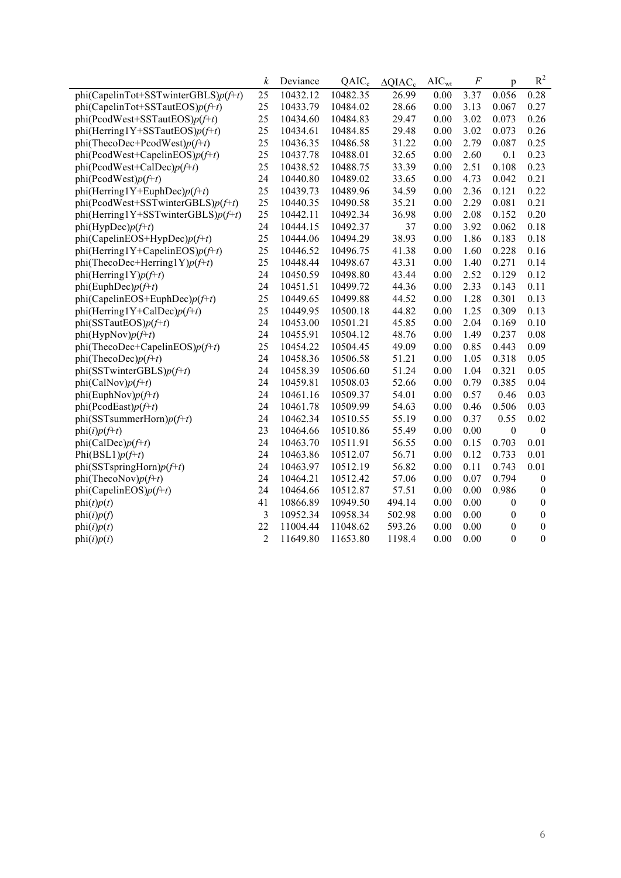|  | $k$ | Deviance | $QAIC_c$ | $\Delta QIAC_c$ | $AIC_{wt}$ | $F$ | p | $R^2$ |
|---|---|---|---|---|---|---|---|---|
| phi(CapelinTot+SSTwinterGBLS)$p(f+t)$ | 25 | 10432.12 | 10482.35 | 26.99 | 0.00 | 3.37 | 0.056 | 0.28 |
| phi(CapelinTot+SSTautEOS)$p(f+t)$ | 25 | 10433.79 | 10484.02 | 28.66 | 0.00 | 3.13 | 0.067 | 0.27 |
| phi(PcodWest+SSTautEOS)$p(f+t)$ | 25 | 10434.60 | 10484.83 | 29.47 | 0.00 | 3.02 | 0.073 | 0.26 |
| phi(Herring1Y+SSTautEOS)$p(f+t)$ | 25 | 10434.61 | 10484.85 | 29.48 | 0.00 | 3.02 | 0.073 | 0.26 |
| phi(ThecoDec+PcodWest)$p(f+t)$ | 25 | 10436.35 | 10486.58 | 31.22 | 0.00 | 2.79 | 0.087 | 0.25 |
| phi(PcodWest+CapelinEOS)$p(f+t)$ | 25 | 10437.78 | 10488.01 | 32.65 | 0.00 | 2.60 | 0.1 | 0.23 |
| phi(PcodWest+CalDec)$p(f+t)$ | 25 | 10438.52 | 10488.75 | 33.39 | 0.00 | 2.51 | 0.108 | 0.23 |
| phi(PcodWest)$p(f+t)$ | 24 | 10440.80 | 10489.02 | 33.65 | 0.00 | 4.73 | 0.042 | 0.21 |
| phi(Herring1Y+EuphDec)$p(f+t)$ | 25 | 10439.73 | 10489.96 | 34.59 | 0.00 | 2.36 | 0.121 | 0.22 |
| phi(PcodWest+SSTwinterGBLS)$p(f+t)$ | 25 | 10440.35 | 10490.58 | 35.21 | 0.00 | 2.29 | 0.081 | 0.21 |
| phi(Herring1Y+SSTwinterGBLS)$p(f+t)$ | 25 | 10442.11 | 10492.34 | 36.98 | 0.00 | 2.08 | 0.152 | 0.20 |
| phi(HypDec)$p(f+t)$ | 24 | 10444.15 | 10492.37 | 37 | 0.00 | 3.92 | 0.062 | 0.18 |
| phi(CapelinEOS+HypDec)$p(f+t)$ | 25 | 10444.06 | 10494.29 | 38.93 | 0.00 | 1.86 | 0.183 | 0.18 |
| phi(Herring1Y+CapelinEOS)$p(f+t)$ | 25 | 10446.52 | 10496.75 | 41.38 | 0.00 | 1.60 | 0.228 | 0.16 |
| phi(ThecoDec+Herring1Y)$p(f+t)$ | 25 | 10448.44 | 10498.67 | 43.31 | 0.00 | 1.40 | 0.271 | 0.14 |
| phi(Herring1Y)$p(f+t)$ | 24 | 10450.59 | 10498.80 | 43.44 | 0.00 | 2.52 | 0.129 | 0.12 |
| phi(EuphDec)$p(f+t)$ | 24 | 10451.51 | 10499.72 | 44.36 | 0.00 | 2.33 | 0.143 | 0.11 |
| phi(CapelinEOS+EuphDec)$p(f+t)$ | 25 | 10449.65 | 10499.88 | 44.52 | 0.00 | 1.28 | 0.301 | 0.13 |
| phi(Herring1Y+CalDec)$p(f+t)$ | 25 | 10449.95 | 10500.18 | 44.82 | 0.00 | 1.25 | 0.309 | 0.13 |
| phi(SSTautEOS)$p(f+t)$ | 24 | 10453.00 | 10501.21 | 45.85 | 0.00 | 2.04 | 0.169 | 0.10 |
| phi(HypNov)$p(f+t)$ | 24 | 10455.91 | 10504.12 | 48.76 | 0.00 | 1.49 | 0.237 | 0.08 |
| phi(ThecoDec+CapelinEOS)$p(f+t)$ | 25 | 10454.22 | 10504.45 | 49.09 | 0.00 | 0.85 | 0.443 | 0.09 |
| phi(ThecoDec)$p(f+t)$ | 24 | 10458.36 | 10506.58 | 51.21 | 0.00 | 1.05 | 0.318 | 0.05 |
| phi(SSTwinterGBLS)$p(f+t)$ | 24 | 10458.39 | 10506.60 | 51.24 | 0.00 | 1.04 | 0.321 | 0.05 |
| phi(CalNov)$p(f+t)$ | 24 | 10459.81 | 10508.03 | 52.66 | 0.00 | 0.79 | 0.385 | 0.04 |
| phi(EuphNov)$p(f+t)$ | 24 | 10461.16 | 10509.37 | 54.01 | 0.00 | 0.57 | 0.46 | 0.03 |
| phi(PcodEast)$p(f+t)$ | 24 | 10461.78 | 10509.99 | 54.63 | 0.00 | 0.46 | 0.506 | 0.03 |
| phi(SSTsummerHorn)$p(f+t)$ | 24 | 10462.34 | 10510.55 | 55.19 | 0.00 | 0.37 | 0.55 | 0.02 |
| phi($i$)$p(f+t)$ | 23 | 10464.66 | 10510.86 | 55.49 | 0.00 | 0.00 | 0 | 0 |
| phi(CalDec)$p(f+t)$ | 24 | 10463.70 | 10511.91 | 56.55 | 0.00 | 0.15 | 0.703 | 0.01 |
| Phi(BSL1)$p(f+t)$ | 24 | 10463.86 | 10512.07 | 56.71 | 0.00 | 0.12 | 0.733 | 0.01 |
| phi(SSTspringHorn)$p(f+t)$ | 24 | 10463.97 | 10512.19 | 56.82 | 0.00 | 0.11 | 0.743 | 0.01 |
| phi(ThecoNov)$p(f+t)$ | 24 | 10464.21 | 10512.42 | 57.06 | 0.00 | 0.07 | 0.794 | 0 |
| phi(CapelinEOS)$p(f+t)$ | 24 | 10464.66 | 10512.87 | 57.51 | 0.00 | 0.00 | 0.986 | 0 |
| phi($t$)$p(t)$ | 41 | 10866.89 | 10949.50 | 494.14 | 0.00 | 0.00 | 0 | 0 |
| phi($i$)$p(f)$ | 3 | 10952.34 | 10958.34 | 502.98 | 0.00 | 0.00 | 0 | 0 |
| phi($i$)$p(t)$ | 22 | 11004.44 | 11048.62 | 593.26 | 0.00 | 0.00 | 0 | 0 |
| phi($i$)$p(i)$ | 2 | 11649.80 | 11653.80 | 1198.4 | 0.00 | 0.00 | 0 | 0 |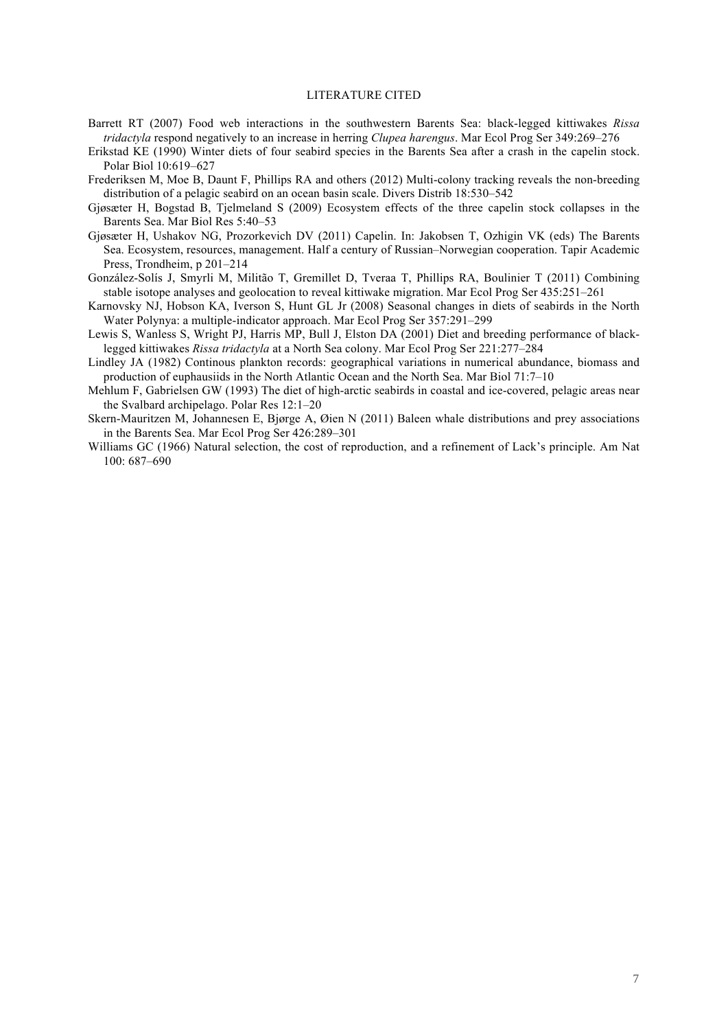## LITERATURE CITED

Barrett RT (2007) Food web interactions in the southwestern Barents Sea: black-legged kittiwakes *Rissa tridactyla* respond negatively to an increase in herring *Clupea harengus*. Mar Ecol Prog Ser 349:269–276

Erikstad KE (1990) Winter diets of four seabird species in the Barents Sea after a crash in the capelin stock. Polar Biol 10:619–627

Frederiksen M, Moe B, Daunt F, Phillips RA and others (2012) Multi-colony tracking reveals the non-breeding distribution of a pelagic seabird on an ocean basin scale. Divers Distrib 18:530–542

Gjøsæter H, Bogstad B, Tjelmeland S (2009) Ecosystem effects of the three capelin stock collapses in the Barents Sea. Mar Biol Res 5:40–53

Gjøsæter H, Ushakov NG, Prozorkevich DV (2011) Capelin. In: Jakobsen T, Ozhigin VK (eds) The Barents Sea. Ecosystem, resources, management. Half a century of Russian–Norwegian cooperation. Tapir Academic Press, Trondheim, p 201–214

González-Solís J, Smyrli M, Militão T, Gremillet D, Tveraa T, Phillips RA, Boulinier T (2011) Combining stable isotope analyses and geolocation to reveal kittiwake migration. Mar Ecol Prog Ser 435:251–261

Karnovsky NJ, Hobson KA, Iverson S, Hunt GL Jr (2008) Seasonal changes in diets of seabirds in the North Water Polynya: a multiple-indicator approach. Mar Ecol Prog Ser 357:291–299

Lewis S, Wanless S, Wright PJ, Harris MP, Bull J, Elston DA (2001) Diet and breeding performance of black-legged kittiwakes *Rissa tridactyla* at a North Sea colony. Mar Ecol Prog Ser 221:277–284

Lindley JA (1982) Continous plankton records: geographical variations in numerical abundance, biomass and production of euphausiids in the North Atlantic Ocean and the North Sea. Mar Biol 71:7–10

Mehlum F, Gabrielsen GW (1993) The diet of high-arctic seabirds in coastal and ice-covered, pelagic areas near the Svalbard archipelago. Polar Res 12:1–20

Skern-Mauritzen M, Johannesen E, Bjørge A, Øien N (2011) Baleen whale distributions and prey associations in the Barents Sea. Mar Ecol Prog Ser 426:289–301

Williams GC (1966) Natural selection, the cost of reproduction, and a refinement of Lack's principle. Am Nat 100: 687–690